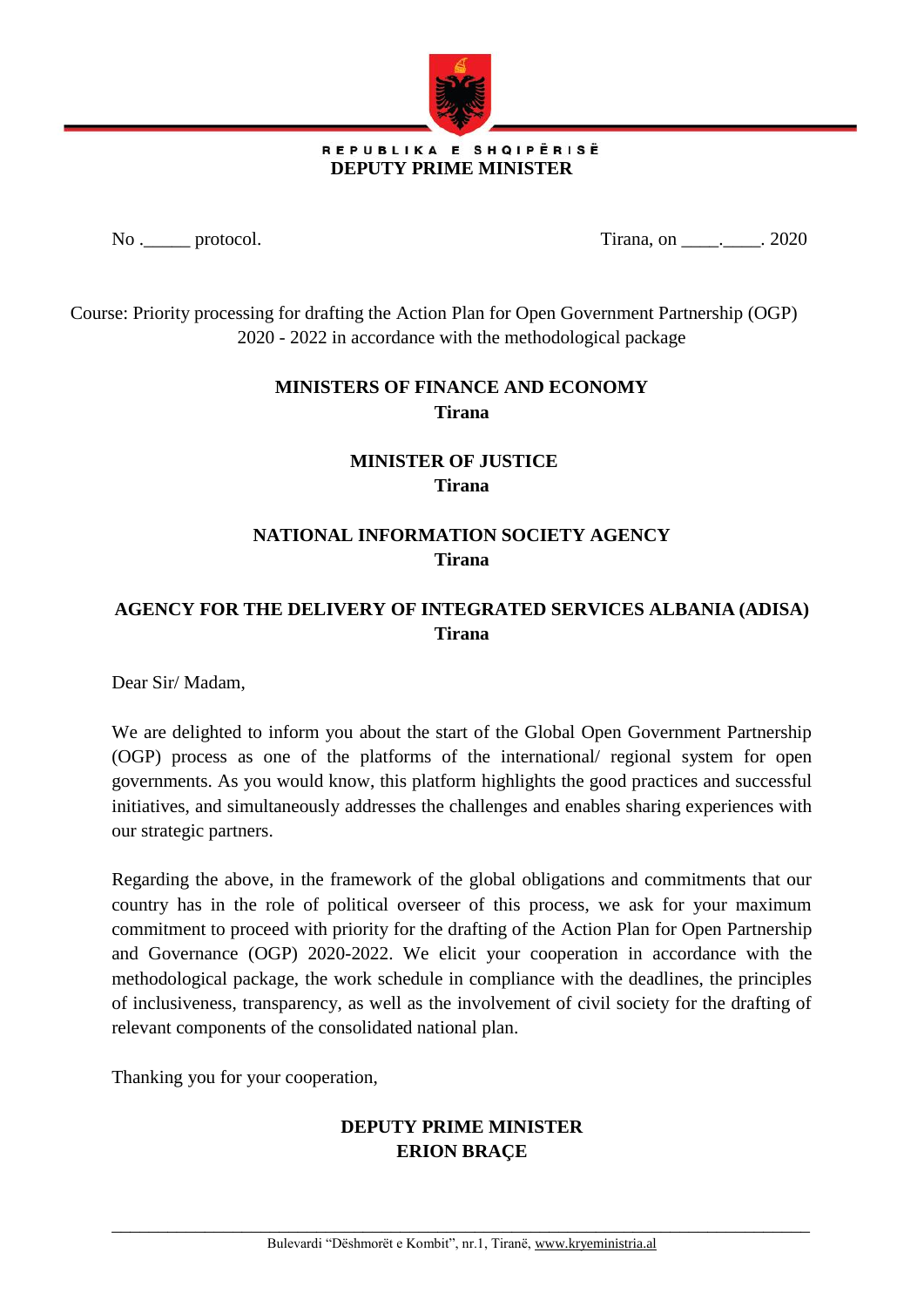**REPUBLIKA E SHQIPËRISË**
**DEPUTY PRIME MINISTER**

No ._____ protocol. Tirana, on ____.____. 2020

Course: Priority processing for drafting the Action Plan for Open Government Partnership (OGP) 2020 - 2022 in accordance with the methodological package

**MINISTERS OF FINANCE AND ECONOMY**
**Tirana**

**MINISTER OF JUSTICE**
**Tirana**

**NATIONAL INFORMATION SOCIETY AGENCY**
**Tirana**

**AGENCY FOR THE DELIVERY OF INTEGRATED SERVICES ALBANIA (ADISA)**
**Tirana**

Dear Sir/ Madam,

We are delighted to inform you about the start of the Global Open Government Partnership (OGP) process as one of the platforms of the international/ regional system for open governments. As you would know, this platform highlights the good practices and successful initiatives, and simultaneously addresses the challenges and enables sharing experiences with our strategic partners.

Regarding the above, in the framework of the global obligations and commitments that our country has in the role of political overseer of this process, we ask for your maximum commitment to proceed with priority for the drafting of the Action Plan for Open Partnership and Governance (OGP) 2020-2022. We elicit your cooperation in accordance with the methodological package, the work schedule in compliance with the deadlines, the principles of inclusiveness, transparency, as well as the involvement of civil society for the drafting of relevant components of the consolidated national plan.

Thanking you for your cooperation,

**DEPUTY PRIME MINISTER**
**ERION BRAÇE**

Bulevardi "Dëshmorët e Kombit", nr.1, Tiranë, www.kryeministria.al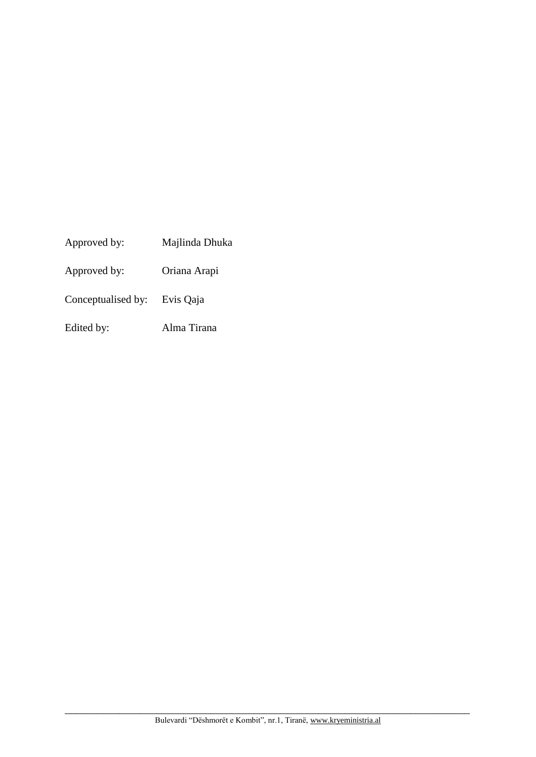| | |
|---|---|
| Approved by: | Majlinda Dhuka |
| Approved by: | Oriana Arapi |
| Conceptualised by: | Evis Qaja |
| Edited by: | Alma Tirana |